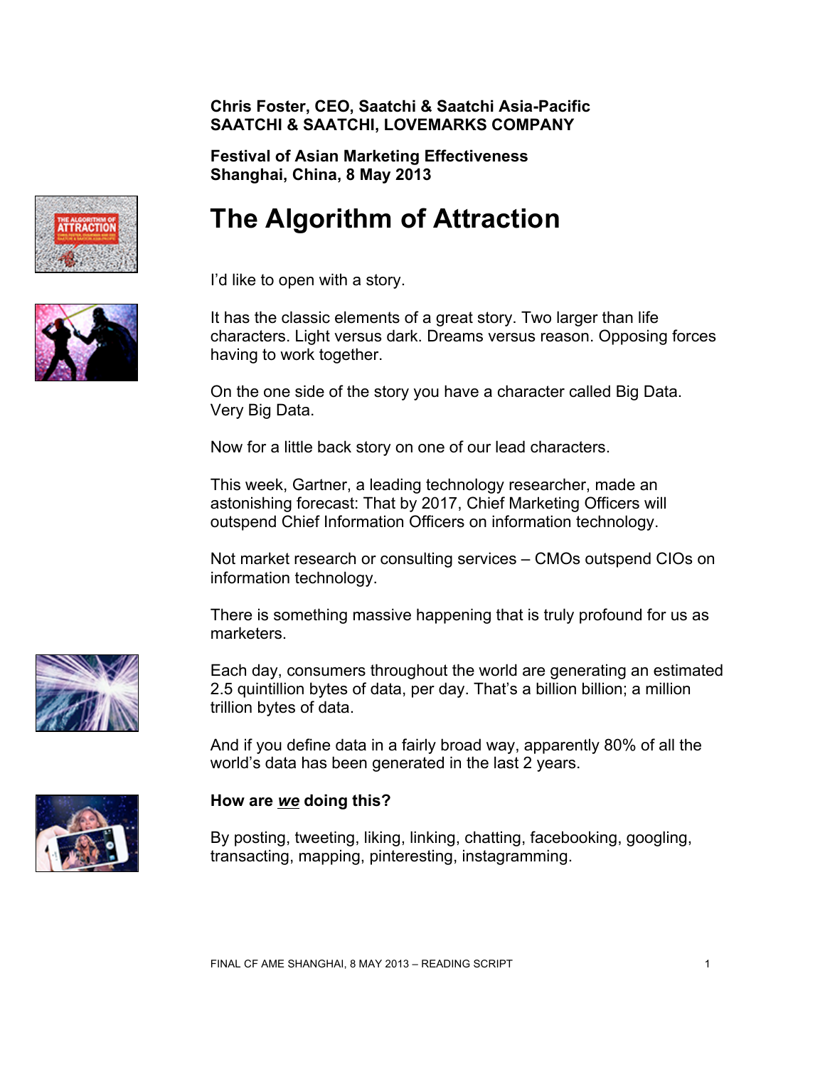**Chris Foster, CEO, Saatchi & Saatchi Asia-Pacific**
**SAATCHI & SAATCHI, LOVEMARKS COMPANY**

**Festival of Asian Marketing Effectiveness**
**Shanghai, China, 8 May 2013**

# The Algorithm of Attraction

I'd like to open with a story.

It has the classic elements of a great story. Two larger than life characters. Light versus dark. Dreams versus reason. Opposing forces having to work together.

On the one side of the story you have a character called Big Data. Very Big Data.

Now for a little back story on one of our lead characters.

This week, Gartner, a leading technology researcher, made an astonishing forecast: That by 2017, Chief Marketing Officers will outspend Chief Information Officers on information technology.

Not market research or consulting services – CMOs outspend CIOs on information technology.

There is something massive happening that is truly profound for us as marketers.

Each day, consumers throughout the world are generating an estimated 2.5 quintillion bytes of data, per day. That's a billion billion; a million trillion bytes of data.

And if you define data in a fairly broad way, apparently 80% of all the world's data has been generated in the last 2 years.

**How are *we* doing this?**

By posting, tweeting, liking, linking, chatting, facebooking, googling, transacting, mapping, pinteresting, instagramming.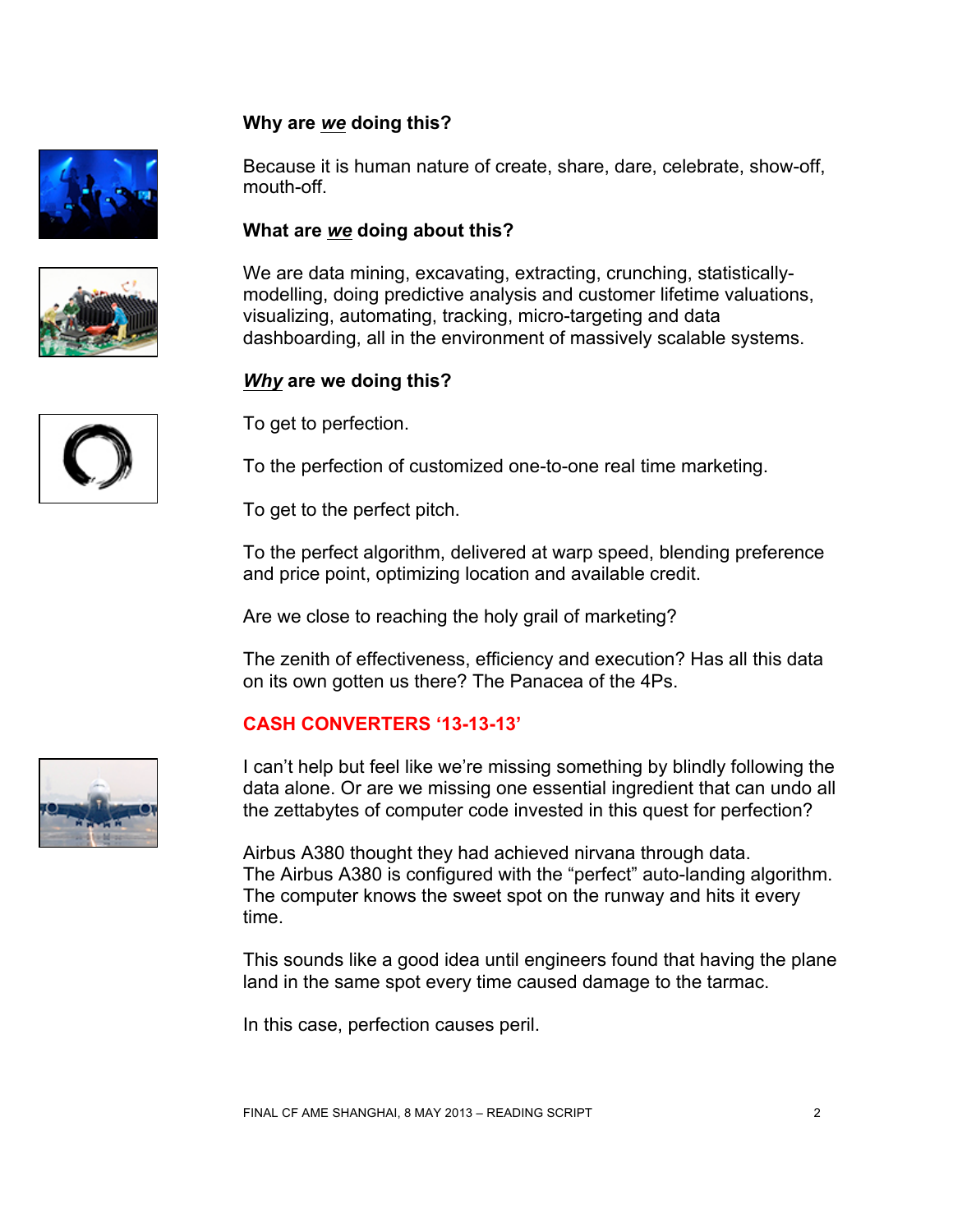**Why are *we* doing this?**

Because it is human nature of create, share, dare, celebrate, show-off, mouth-off.

**What are *we* doing about this?**

We are data mining, excavating, extracting, crunching, statistically-modelling, doing predictive analysis and customer lifetime valuations, visualizing, automating, tracking, micro-targeting and data dashboarding, all in the environment of massively scalable systems.

***Why* are we doing this?**

To get to perfection.

To the perfection of customized one-to-one real time marketing.

To get to the perfect pitch.

To the perfect algorithm, delivered at warp speed, blending preference and price point, optimizing location and available credit.

Are we close to reaching the holy grail of marketing?

The zenith of effectiveness, efficiency and execution? Has all this data on its own gotten us there? The Panacea of the 4Ps.

**CASH CONVERTERS '13-13-13'**

I can't help but feel like we're missing something by blindly following the data alone. Or are we missing one essential ingredient that can undo all the zettabytes of computer code invested in this quest for perfection?

Airbus A380 thought they had achieved nirvana through data.
The Airbus A380 is configured with the "perfect" auto-landing algorithm. The computer knows the sweet spot on the runway and hits it every time.

This sounds like a good idea until engineers found that having the plane land in the same spot every time caused damage to the tarmac.

In this case, perfection causes peril.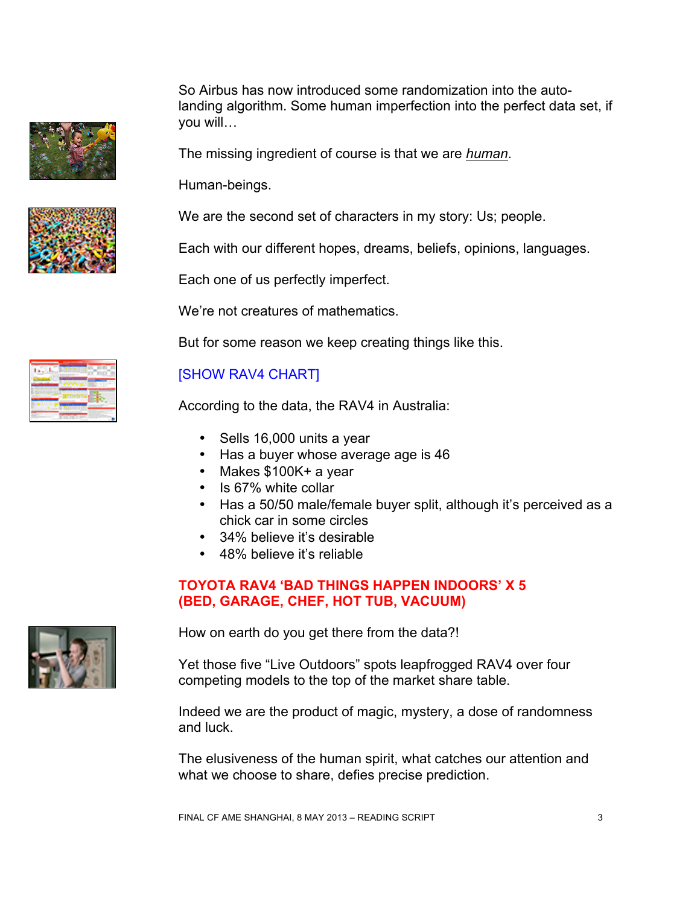So Airbus has now introduced some randomization into the auto-landing algorithm. Some human imperfection into the perfect data set, if you will…

The missing ingredient of course is that we are *human*.

Human-beings.

We are the second set of characters in my story: Us; people.

Each with our different hopes, dreams, beliefs, opinions, languages.

Each one of us perfectly imperfect.

We're not creatures of mathematics.

But for some reason we keep creating things like this.

[SHOW RAV4 CHART]

According to the data, the RAV4 in Australia:

- Sells 16,000 units a year
- Has a buyer whose average age is 46
- Makes $100K+ a year
- Is 67% white collar
- Has a 50/50 male/female buyer split, although it's perceived as a chick car in some circles
- 34% believe it's desirable
- 48% believe it's reliable

**TOYOTA RAV4 'BAD THINGS HAPPEN INDOORS' X 5 (BED, GARAGE, CHEF, HOT TUB, VACUUM)**

How on earth do you get there from the data?!

Yet those five "Live Outdoors" spots leapfrogged RAV4 over four competing models to the top of the market share table.

Indeed we are the product of magic, mystery, a dose of randomness and luck.

The elusiveness of the human spirit, what catches our attention and what we choose to share, defies precise prediction.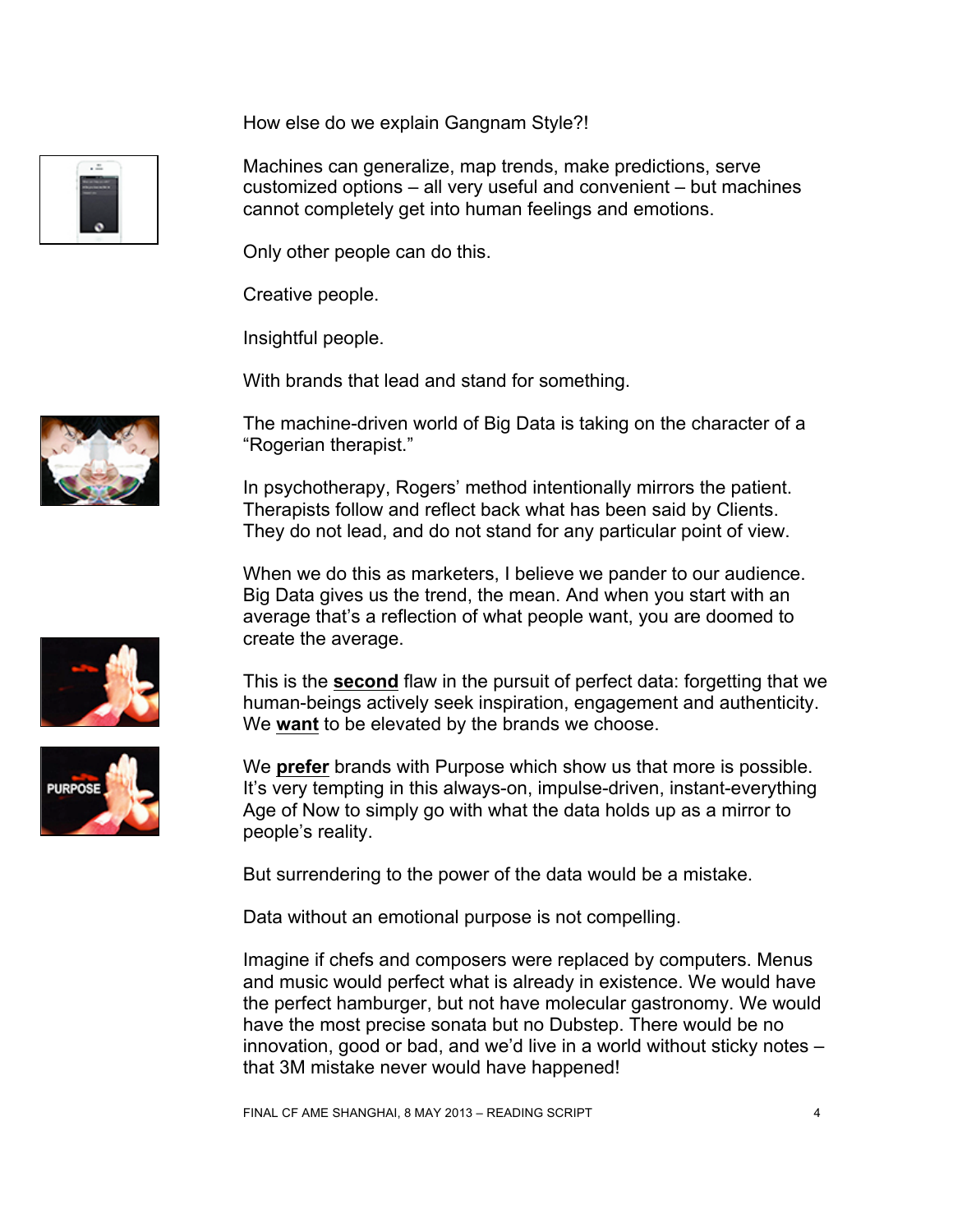How else do we explain Gangnam Style?!

Machines can generalize, map trends, make predictions, serve customized options – all very useful and convenient – but machines cannot completely get into human feelings and emotions.

Only other people can do this.

Creative people.

Insightful people.

With brands that lead and stand for something.

The machine-driven world of Big Data is taking on the character of a "Rogerian therapist."

In psychotherapy, Rogers' method intentionally mirrors the patient. Therapists follow and reflect back what has been said by Clients. They do not lead, and do not stand for any particular point of view.

When we do this as marketers, I believe we pander to our audience. Big Data gives us the trend, the mean. And when you start with an average that's a reflection of what people want, you are doomed to create the average.

This is the **<u>second</u>** flaw in the pursuit of perfect data: forgetting that we human-beings actively seek inspiration, engagement and authenticity. We **<u>want</u>** to be elevated by the brands we choose.

We **<u>prefer</u>** brands with Purpose which show us that more is possible. It's very tempting in this always-on, impulse-driven, instant-everything Age of Now to simply go with what the data holds up as a mirror to people's reality.

But surrendering to the power of the data would be a mistake.

Data without an emotional purpose is not compelling.

Imagine if chefs and composers were replaced by computers. Menus and music would perfect what is already in existence. We would have the perfect hamburger, but not have molecular gastronomy. We would have the most precise sonata but no Dubstep. There would be no innovation, good or bad, and we'd live in a world without sticky notes – that 3M mistake never would have happened!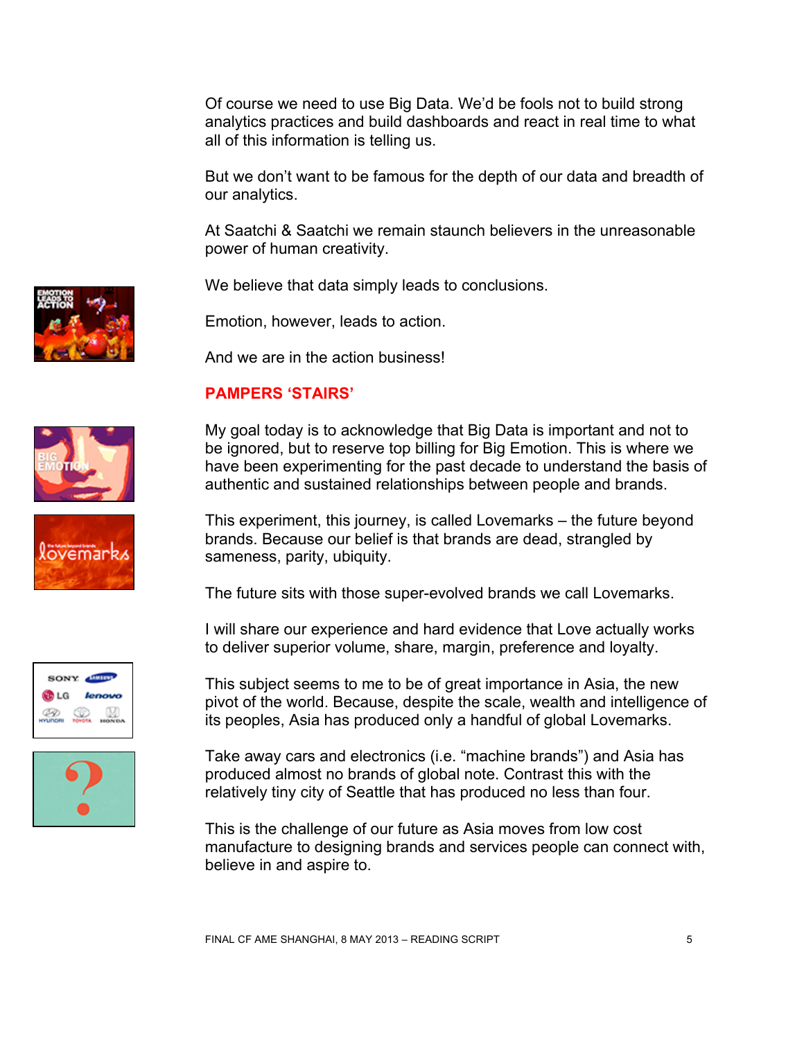Of course we need to use Big Data. We'd be fools not to build strong analytics practices and build dashboards and react in real time to what all of this information is telling us.

But we don't want to be famous for the depth of our data and breadth of our analytics.

At Saatchi & Saatchi we remain staunch believers in the unreasonable power of human creativity.

We believe that data simply leads to conclusions.

Emotion, however, leads to action.

And we are in the action business!

## PAMPERS 'STAIRS'

My goal today is to acknowledge that Big Data is important and not to be ignored, but to reserve top billing for Big Emotion. This is where we have been experimenting for the past decade to understand the basis of authentic and sustained relationships between people and brands.

This experiment, this journey, is called Lovemarks – the future beyond brands. Because our belief is that brands are dead, strangled by sameness, parity, ubiquity.

The future sits with those super-evolved brands we call Lovemarks.

I will share our experience and hard evidence that Love actually works to deliver superior volume, share, margin, preference and loyalty.

This subject seems to me to be of great importance in Asia, the new pivot of the world. Because, despite the scale, wealth and intelligence of its peoples, Asia has produced only a handful of global Lovemarks.

Take away cars and electronics (i.e. "machine brands") and Asia has produced almost no brands of global note. Contrast this with the relatively tiny city of Seattle that has produced no less than four.

This is the challenge of our future as Asia moves from low cost manufacture to designing brands and services people can connect with, believe in and aspire to.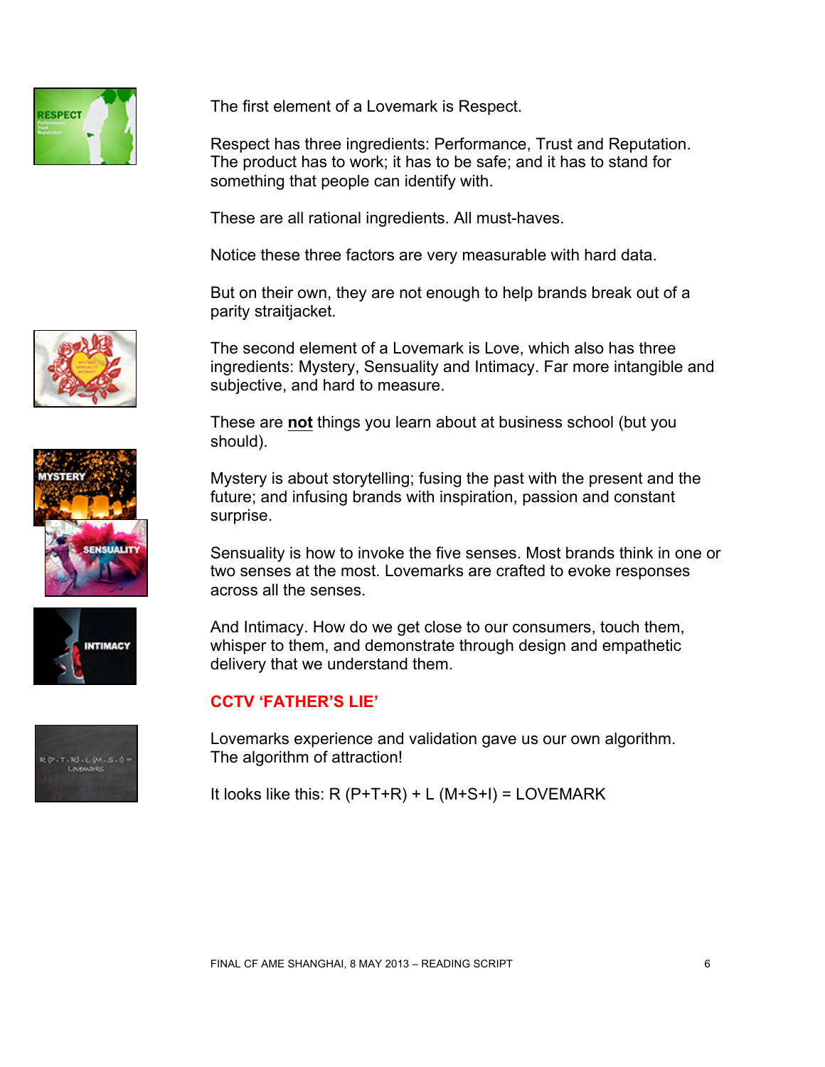The first element of a Lovemark is Respect.

Respect has three ingredients: Performance, Trust and Reputation. The product has to work; it has to be safe; and it has to stand for something that people can identify with.

These are all rational ingredients. All must-haves.

Notice these three factors are very measurable with hard data.

But on their own, they are not enough to help brands break out of a parity straitjacket.

The second element of a Lovemark is Love, which also has three ingredients: Mystery, Sensuality and Intimacy. Far more intangible and subjective, and hard to measure.

These are **not** things you learn about at business school (but you should).

Mystery is about storytelling; fusing the past with the present and the future; and infusing brands with inspiration, passion and constant surprise.

Sensuality is how to invoke the five senses. Most brands think in one or two senses at the most. Lovemarks are crafted to evoke responses across all the senses.

And Intimacy. How do we get close to our consumers, touch them, whisper to them, and demonstrate through design and empathetic delivery that we understand them.

**CCTV 'FATHER'S LIE'**

Lovemarks experience and validation gave us our own algorithm. The algorithm of attraction!

It looks like this: R (P+T+R) + L (M+S+I) = LOVEMARK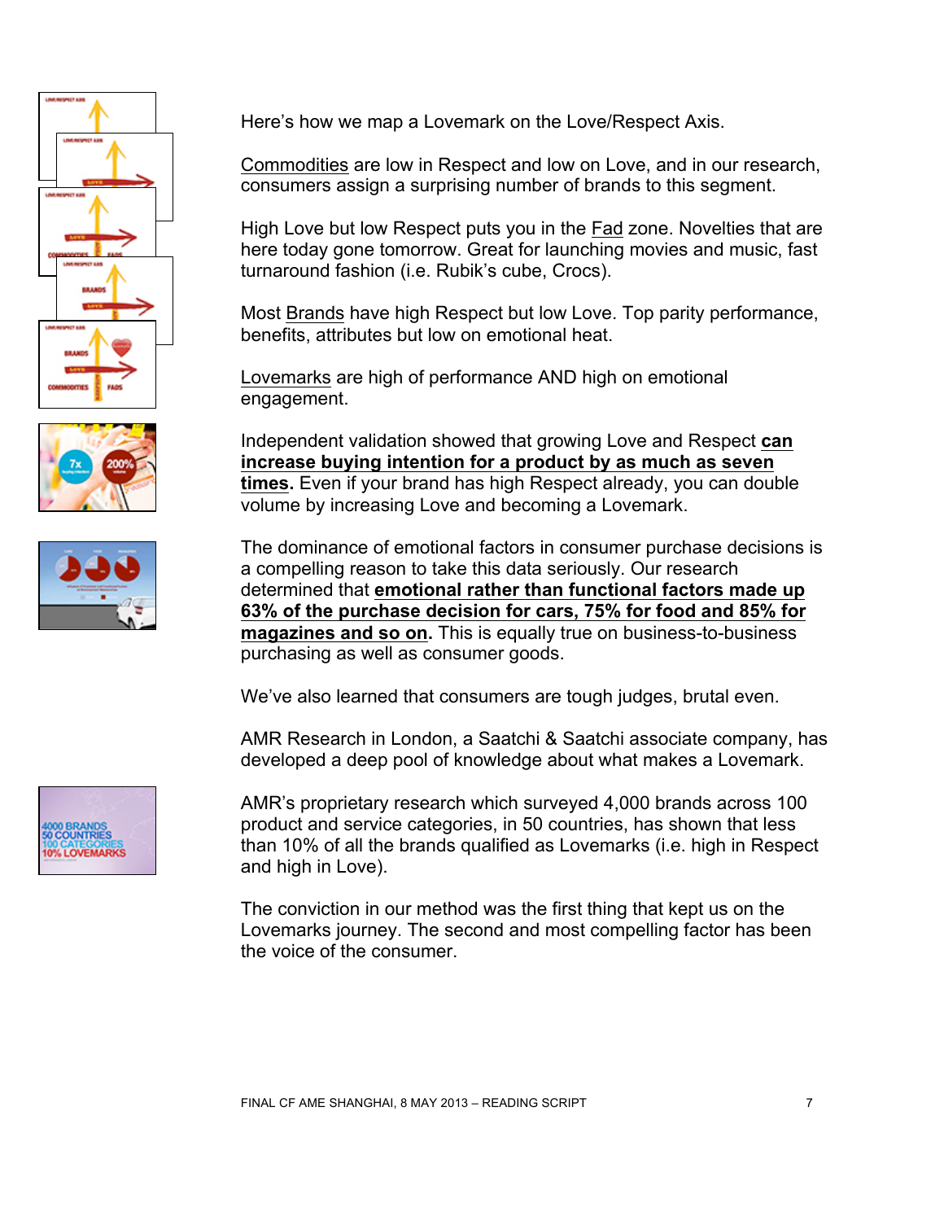Here's how we map a Lovemark on the Love/Respect Axis.

<u>Commodities</u> are low in Respect and low on Love, and in our research, consumers assign a surprising number of brands to this segment.

High Love but low Respect puts you in the <u>Fad</u> zone. Novelties that are here today gone tomorrow. Great for launching movies and music, fast turnaround fashion (i.e. Rubik's cube, Crocs).

Most <u>Brands</u> have high Respect but low Love. Top parity performance, benefits, attributes but low on emotional heat.

<u>Lovemarks</u> are high of performance AND high on emotional engagement.

Independent validation showed that growing Love and Respect **<u>can increase buying intention for a product by as much as seven times</u>.** Even if your brand has high Respect already, you can double volume by increasing Love and becoming a Lovemark.

The dominance of emotional factors in consumer purchase decisions is a compelling reason to take this data seriously. Our research determined that **<u>emotional rather than functional factors made up 63% of the purchase decision for cars, 75% for food and 85% for magazines and so on</u>.** This is equally true on business-to-business purchasing as well as consumer goods.

We've also learned that consumers are tough judges, brutal even.

AMR Research in London, a Saatchi & Saatchi associate company, has developed a deep pool of knowledge about what makes a Lovemark.

AMR's proprietary research which surveyed 4,000 brands across 100 product and service categories, in 50 countries, has shown that less than 10% of all the brands qualified as Lovemarks (i.e. high in Respect and high in Love).

The conviction in our method was the first thing that kept us on the Lovemarks journey. The second and most compelling factor has been the voice of the consumer.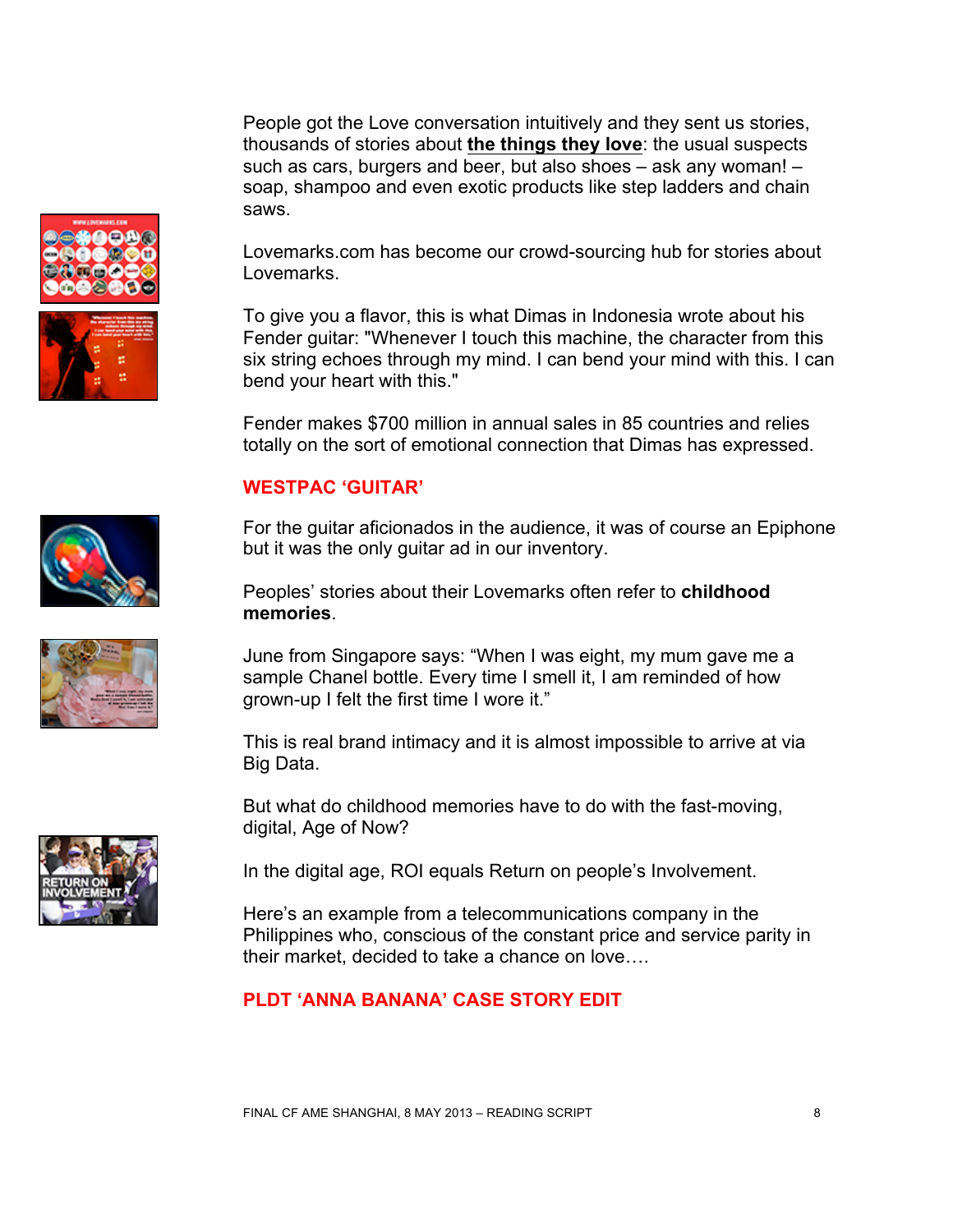People got the Love conversation intuitively and they sent us stories, thousands of stories about **the things they love**: the usual suspects such as cars, burgers and beer, but also shoes – ask any woman! – soap, shampoo and even exotic products like step ladders and chain saws.

Lovemarks.com has become our crowd-sourcing hub for stories about Lovemarks.

To give you a flavor, this is what Dimas in Indonesia wrote about his Fender guitar: "Whenever I touch this machine, the character from this six string echoes through my mind. I can bend your mind with this. I can bend your heart with this."

Fender makes $700 million in annual sales in 85 countries and relies totally on the sort of emotional connection that Dimas has expressed.

**WESTPAC 'GUITAR'**

For the guitar aficionados in the audience, it was of course an Epiphone but it was the only guitar ad in our inventory.

Peoples' stories about their Lovemarks often refer to **childhood memories**.

June from Singapore says: "When I was eight, my mum gave me a sample Chanel bottle. Every time I smell it, I am reminded of how grown-up I felt the first time I wore it."

This is real brand intimacy and it is almost impossible to arrive at via Big Data.

But what do childhood memories have to do with the fast-moving, digital, Age of Now?

In the digital age, ROI equals Return on people's Involvement.

Here's an example from a telecommunications company in the Philippines who, conscious of the constant price and service parity in their market, decided to take a chance on love….

**PLDT 'ANNA BANANA' CASE STORY EDIT**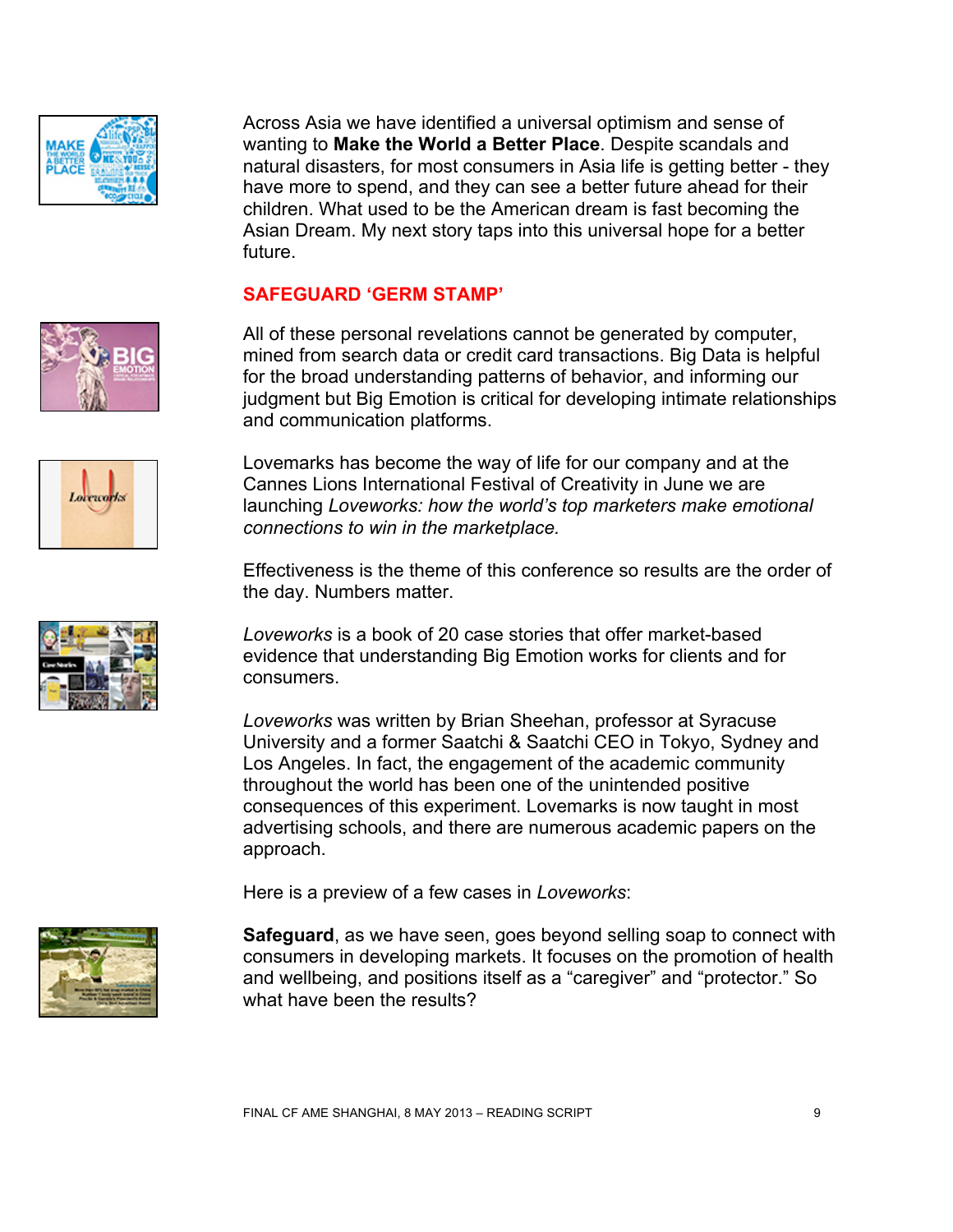Across Asia we have identified a universal optimism and sense of wanting to **Make the World a Better Place**. Despite scandals and natural disasters, for most consumers in Asia life is getting better - they have more to spend, and they can see a better future ahead for their children. What used to be the American dream is fast becoming the Asian Dream. My next story taps into this universal hope for a better future.

**SAFEGUARD 'GERM STAMP'**

All of these personal revelations cannot be generated by computer, mined from search data or credit card transactions. Big Data is helpful for the broad understanding patterns of behavior, and informing our judgment but Big Emotion is critical for developing intimate relationships and communication platforms.

Lovemarks has become the way of life for our company and at the Cannes Lions International Festival of Creativity in June we are launching *Loveworks: how the world's top marketers make emotional connections to win in the marketplace.*

Effectiveness is the theme of this conference so results are the order of the day. Numbers matter.

*Loveworks* is a book of 20 case stories that offer market-based evidence that understanding Big Emotion works for clients and for consumers.

*Loveworks* was written by Brian Sheehan, professor at Syracuse University and a former Saatchi & Saatchi CEO in Tokyo, Sydney and Los Angeles. In fact, the engagement of the academic community throughout the world has been one of the unintended positive consequences of this experiment. Lovemarks is now taught in most advertising schools, and there are numerous academic papers on the approach.

Here is a preview of a few cases in *Loveworks*:

**Safeguard**, as we have seen, goes beyond selling soap to connect with consumers in developing markets. It focuses on the promotion of health and wellbeing, and positions itself as a "caregiver" and "protector." So what have been the results?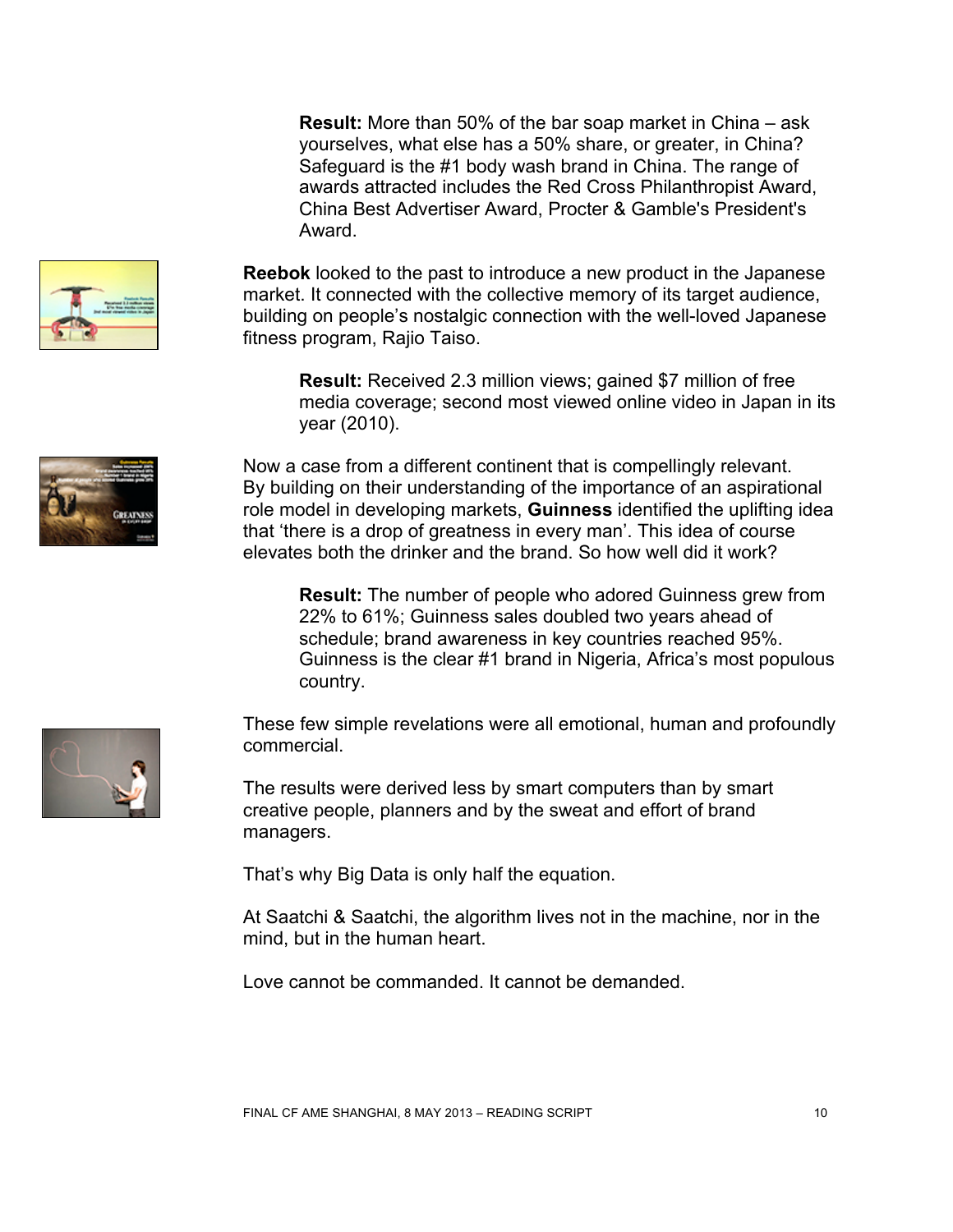**Result:** More than 50% of the bar soap market in China – ask yourselves, what else has a 50% share, or greater, in China? Safeguard is the #1 body wash brand in China. The range of awards attracted includes the Red Cross Philanthropist Award, China Best Advertiser Award, Procter & Gamble's President's Award.

**Reebok** looked to the past to introduce a new product in the Japanese market. It connected with the collective memory of its target audience, building on people's nostalgic connection with the well-loved Japanese fitness program, Rajio Taiso.

**Result:** Received 2.3 million views; gained $7 million of free media coverage; second most viewed online video in Japan in its year (2010).

Now a case from a different continent that is compellingly relevant. By building on their understanding of the importance of an aspirational role model in developing markets, **Guinness** identified the uplifting idea that 'there is a drop of greatness in every man'. This idea of course elevates both the drinker and the brand. So how well did it work?

**Result:** The number of people who adored Guinness grew from 22% to 61%; Guinness sales doubled two years ahead of schedule; brand awareness in key countries reached 95%. Guinness is the clear #1 brand in Nigeria, Africa's most populous country.

These few simple revelations were all emotional, human and profoundly commercial.

The results were derived less by smart computers than by smart creative people, planners and by the sweat and effort of brand managers.

That's why Big Data is only half the equation.

At Saatchi & Saatchi, the algorithm lives not in the machine, nor in the mind, but in the human heart.

Love cannot be commanded. It cannot be demanded.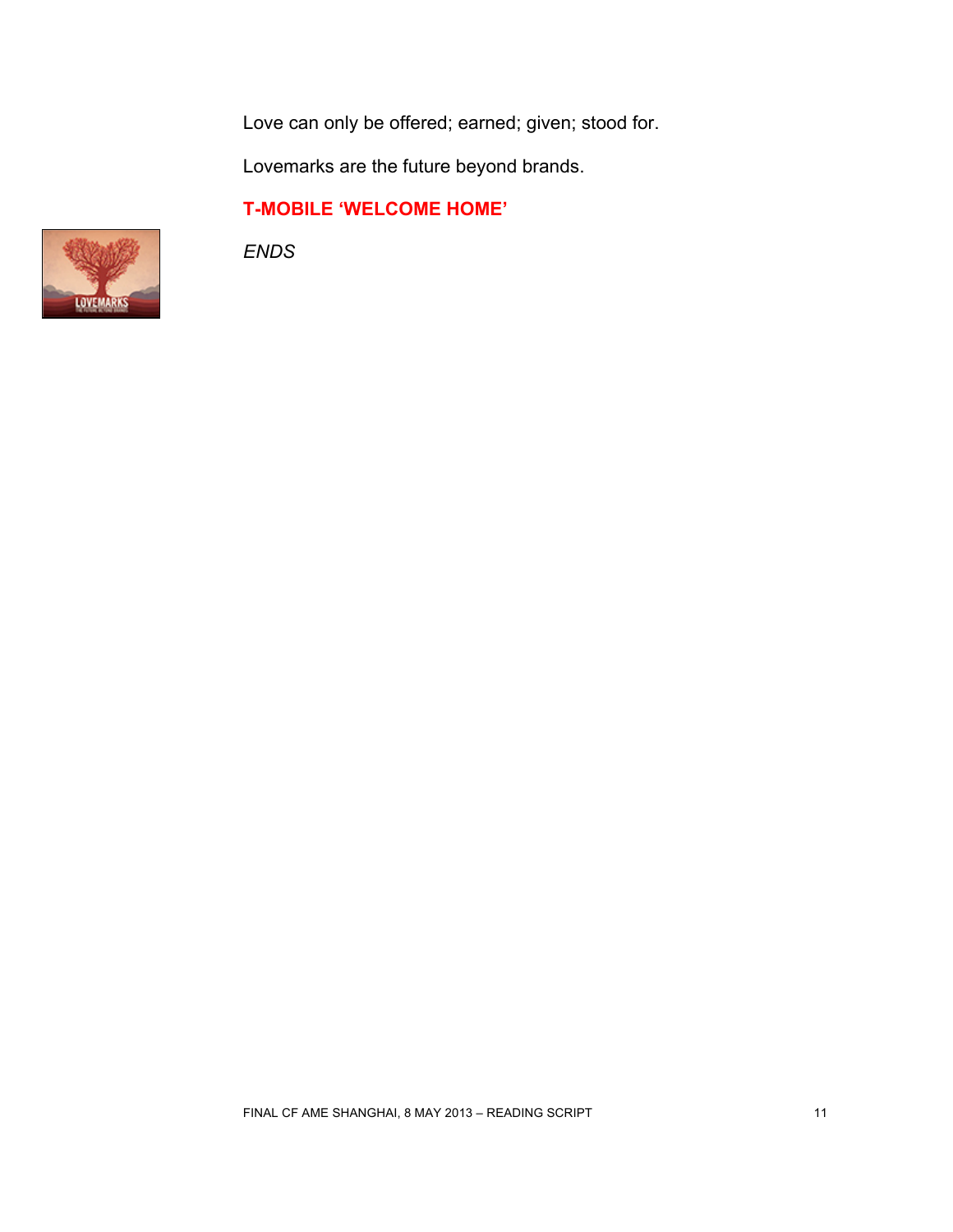Love can only be offered; earned; given; stood for.

Lovemarks are the future beyond brands.

**T-MOBILE 'WELCOME HOME'**

*ENDS*